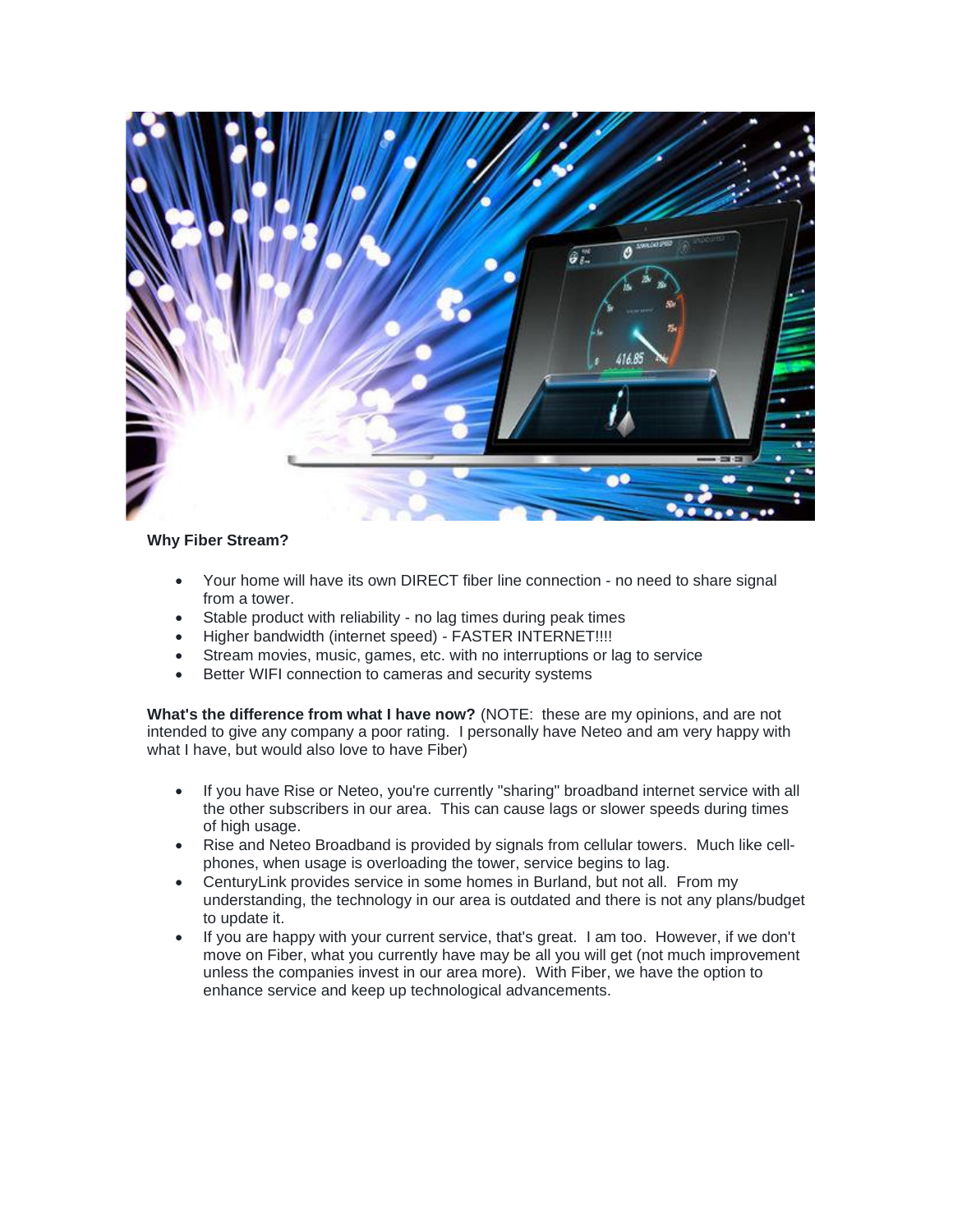**Why Fiber Stream?**

- Your home will have its own DIRECT fiber line connection - no need to share signal from a tower.
- Stable product with reliability - no lag times during peak times
- Higher bandwidth (internet speed) - FASTER INTERNET!!!!
- Stream movies, music, games, etc. with no interruptions or lag to service
- Better WIFI connection to cameras and security systems

**What's the difference from what I have now?** (NOTE: these are my opinions, and are not intended to give any company a poor rating. I personally have Neteo and am very happy with what I have, but would also love to have Fiber)

- If you have Rise or Neteo, you're currently "sharing" broadband internet service with all the other subscribers in our area. This can cause lags or slower speeds during times of high usage.
- Rise and Neteo Broadband is provided by signals from cellular towers. Much like cell-phones, when usage is overloading the tower, service begins to lag.
- CenturyLink provides service in some homes in Burland, but not all. From my understanding, the technology in our area is outdated and there is not any plans/budget to update it.
- If you are happy with your current service, that's great. I am too. However, if we don't move on Fiber, what you currently have may be all you will get (not much improvement unless the companies invest in our area more). With Fiber, we have the option to enhance service and keep up technological advancements.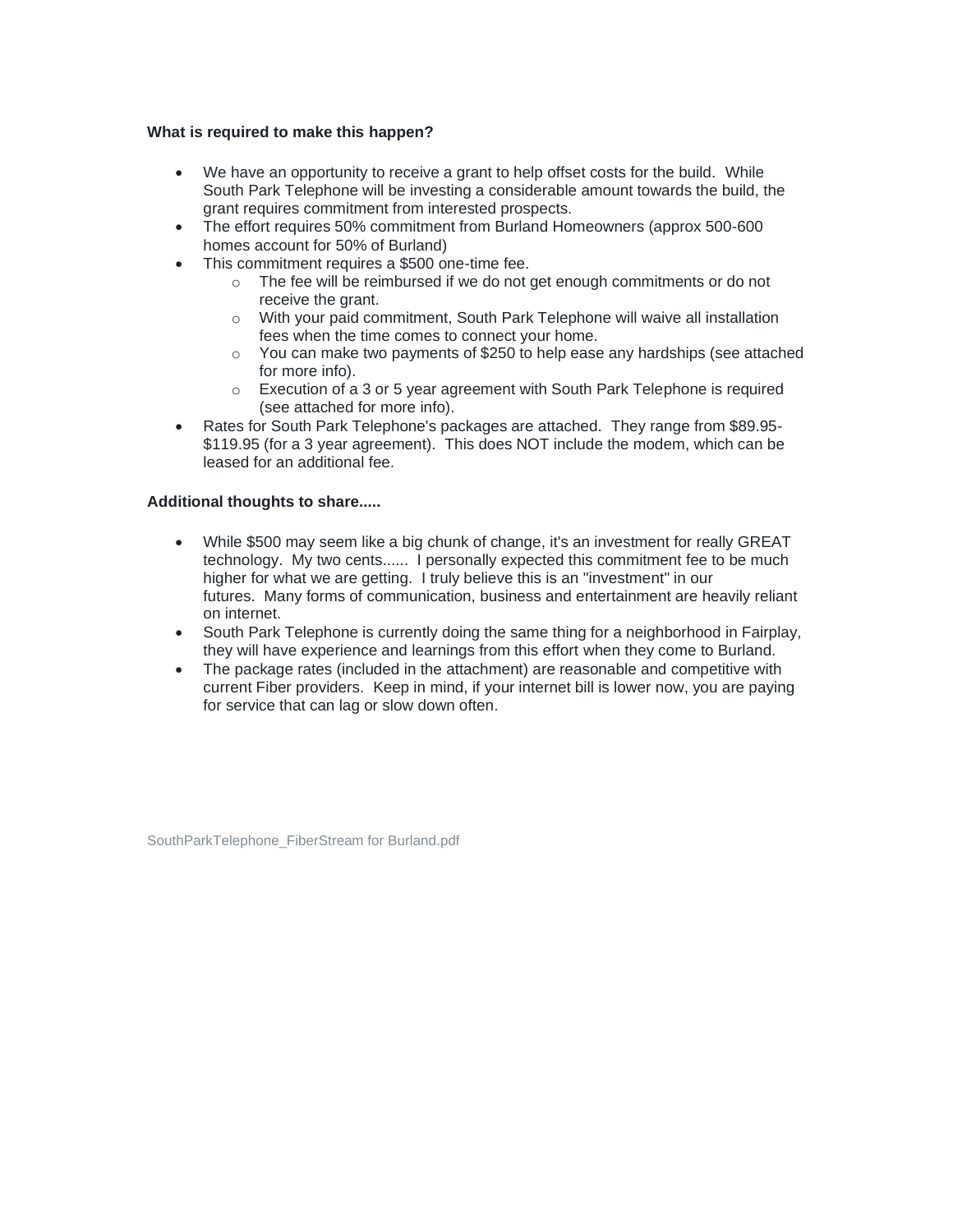**What is required to make this happen?**

- We have an opportunity to receive a grant to help offset costs for the build. While South Park Telephone will be investing a considerable amount towards the build, the grant requires commitment from interested prospects.
- The effort requires 50% commitment from Burland Homeowners (approx 500-600 homes account for 50% of Burland)
- This commitment requires a $500 one-time fee.
  - The fee will be reimbursed if we do not get enough commitments or do not receive the grant.
  - With your paid commitment, South Park Telephone will waive all installation fees when the time comes to connect your home.
  - You can make two payments of $250 to help ease any hardships (see attached for more info).
  - Execution of a 3 or 5 year agreement with South Park Telephone is required (see attached for more info).
- Rates for South Park Telephone's packages are attached. They range from $89.95-$119.95 (for a 3 year agreement). This does NOT include the modem, which can be leased for an additional fee.

**Additional thoughts to share.....**

- While $500 may seem like a big chunk of change, it's an investment for really GREAT technology. My two cents...... I personally expected this commitment fee to be much higher for what we are getting. I truly believe this is an "investment" in our futures. Many forms of communication, business and entertainment are heavily reliant on internet.
- South Park Telephone is currently doing the same thing for a neighborhood in Fairplay, they will have experience and learnings from this effort when they come to Burland.
- The package rates (included in the attachment) are reasonable and competitive with current Fiber providers. Keep in mind, if your internet bill is lower now, you are paying for service that can lag or slow down often.

SouthParkTelephone_FiberStream for Burland.pdf